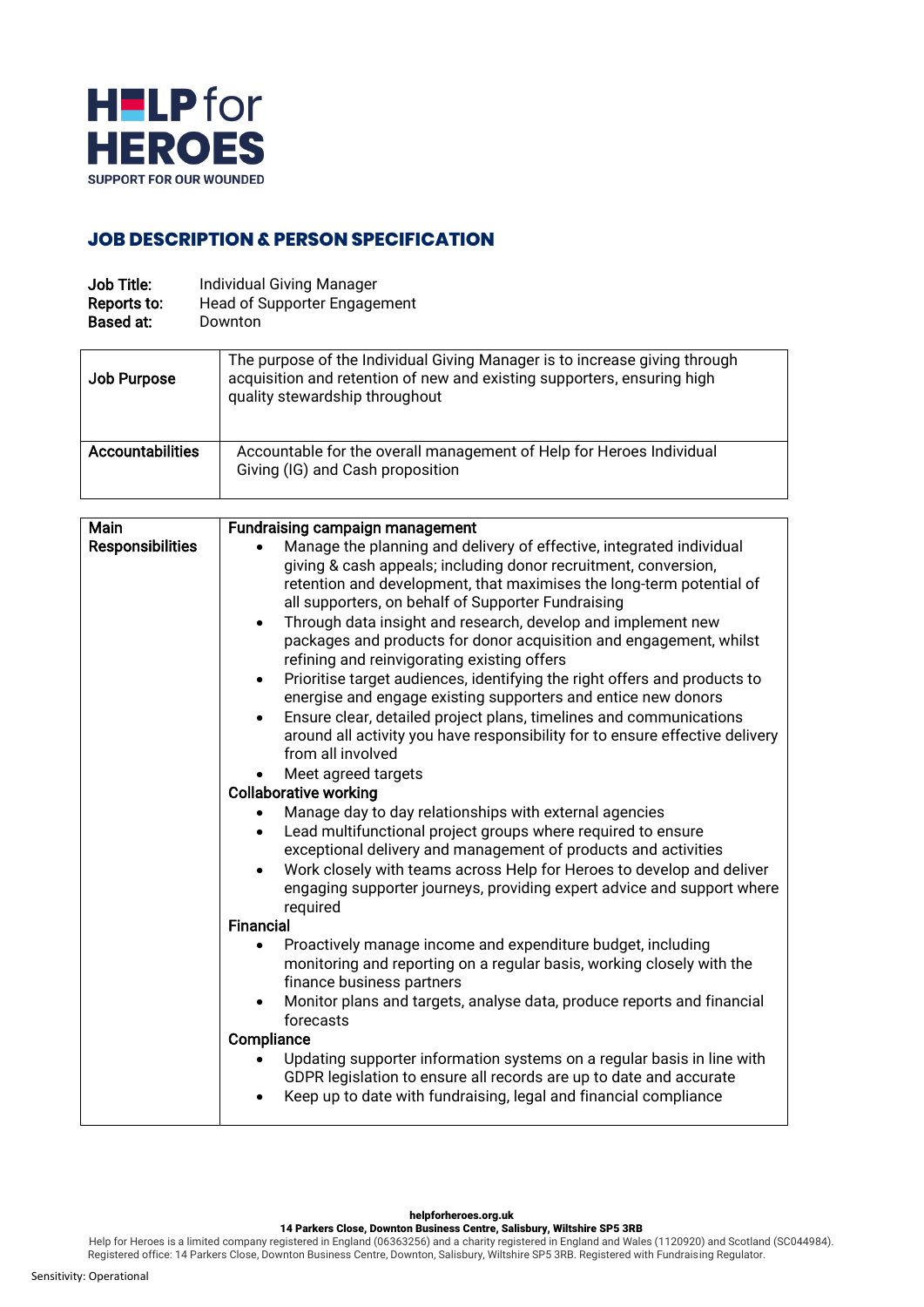HELP for HEROES
SUPPORT FOR OUR WOUNDED

# JOB DESCRIPTION & PERSON SPECIFICATION

**Job Title:** Individual Giving Manager
**Reports to:** Head of Supporter Engagement
**Based at:** Downton

| | |
|---|---|
| **Job Purpose** | The purpose of the Individual Giving Manager is to increase giving through acquisition and retention of new and existing supporters, ensuring high quality stewardship throughout |
| **Accountabilities** | Accountable for the overall management of Help for Heroes Individual Giving (IG) and Cash proposition |

| | |
|---|---|
| **Main Responsibilities** | **Fundraising campaign management**<br>• Manage the planning and delivery of effective, integrated individual giving & cash appeals; including donor recruitment, conversion, retention and development, that maximises the long-term potential of all supporters, on behalf of Supporter Fundraising<br>• Through data insight and research, develop and implement new packages and products for donor acquisition and engagement, whilst refining and reinvigorating existing offers<br>• Prioritise target audiences, identifying the right offers and products to energise and engage existing supporters and entice new donors<br>• Ensure clear, detailed project plans, timelines and communications around all activity you have responsibility for to ensure effective delivery from all involved<br>• Meet agreed targets<br>**Collaborative working**<br>• Manage day to day relationships with external agencies<br>• Lead multifunctional project groups where required to ensure exceptional delivery and management of products and activities<br>• Work closely with teams across Help for Heroes to develop and deliver engaging supporter journeys, providing expert advice and support where required<br>**Financial**<br>• Proactively manage income and expenditure budget, including monitoring and reporting on a regular basis, working closely with the finance business partners<br>• Monitor plans and targets, analyse data, produce reports and financial forecasts<br>**Compliance**<br>• Updating supporter information systems on a regular basis in line with GDPR legislation to ensure all records are up to date and accurate<br>• Keep up to date with fundraising, legal and financial compliance |

helpforheroes.org.uk
14 Parkers Close, Downton Business Centre, Salisbury, Wiltshire SP5 3RB
Help for Heroes is a limited company registered in England (06363256) and a charity registered in England and Wales (1120920) and Scotland (SC044984). Registered office: 14 Parkers Close, Downton Business Centre, Downton, Salisbury, Wiltshire SP5 3RB. Registered with Fundraising Regulator.

Sensitivity: Operational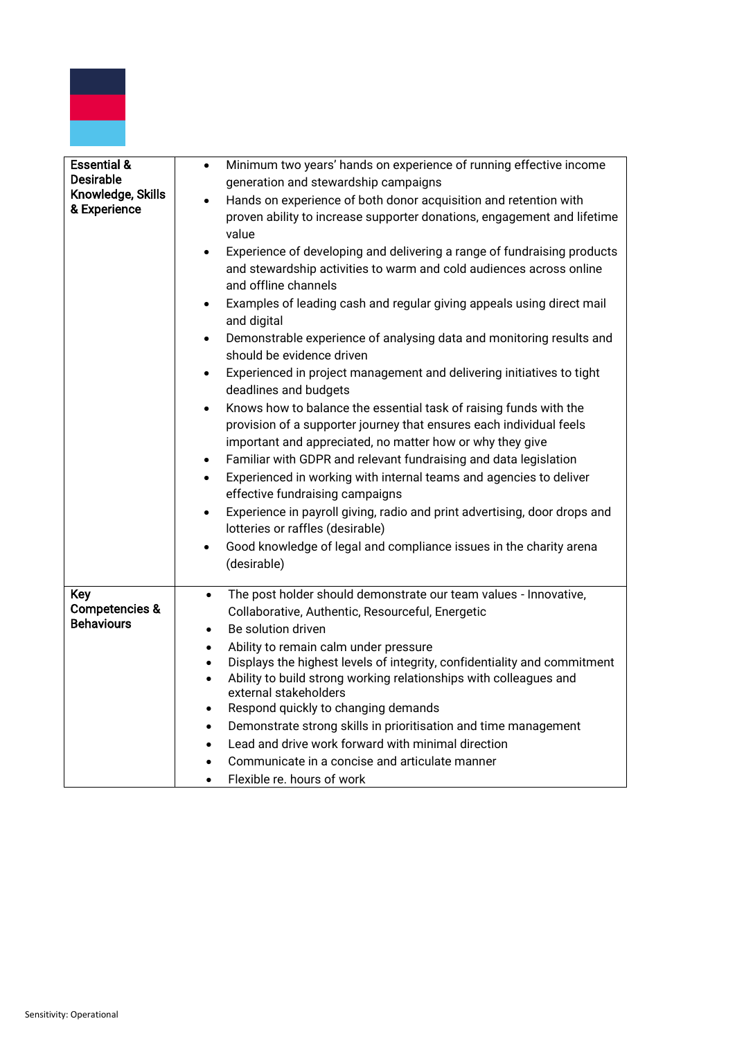| | |
|---|---|
| **Essential & Desirable Knowledge, Skills & Experience** | • Minimum two years' hands on experience of running effective income generation and stewardship campaigns<br>• Hands on experience of both donor acquisition and retention with proven ability to increase supporter donations, engagement and lifetime value<br>• Experience of developing and delivering a range of fundraising products and stewardship activities to warm and cold audiences across online and offline channels<br>• Examples of leading cash and regular giving appeals using direct mail and digital<br>• Demonstrable experience of analysing data and monitoring results and should be evidence driven<br>• Experienced in project management and delivering initiatives to tight deadlines and budgets<br>• Knows how to balance the essential task of raising funds with the provision of a supporter journey that ensures each individual feels important and appreciated, no matter how or why they give<br>• Familiar with GDPR and relevant fundraising and data legislation<br>• Experienced in working with internal teams and agencies to deliver effective fundraising campaigns<br>• Experience in payroll giving, radio and print advertising, door drops and lotteries or raffles (desirable)<br>• Good knowledge of legal and compliance issues in the charity arena (desirable) |
| **Key Competencies & Behaviours** | • The post holder should demonstrate our team values - Innovative, Collaborative, Authentic, Resourceful, Energetic<br>• Be solution driven<br>• Ability to remain calm under pressure<br>• Displays the highest levels of integrity, confidentiality and commitment<br>• Ability to build strong working relationships with colleagues and external stakeholders<br>• Respond quickly to changing demands<br>• Demonstrate strong skills in prioritisation and time management<br>• Lead and drive work forward with minimal direction<br>• Communicate in a concise and articulate manner<br>• Flexible re. hours of work |

Sensitivity: Operational